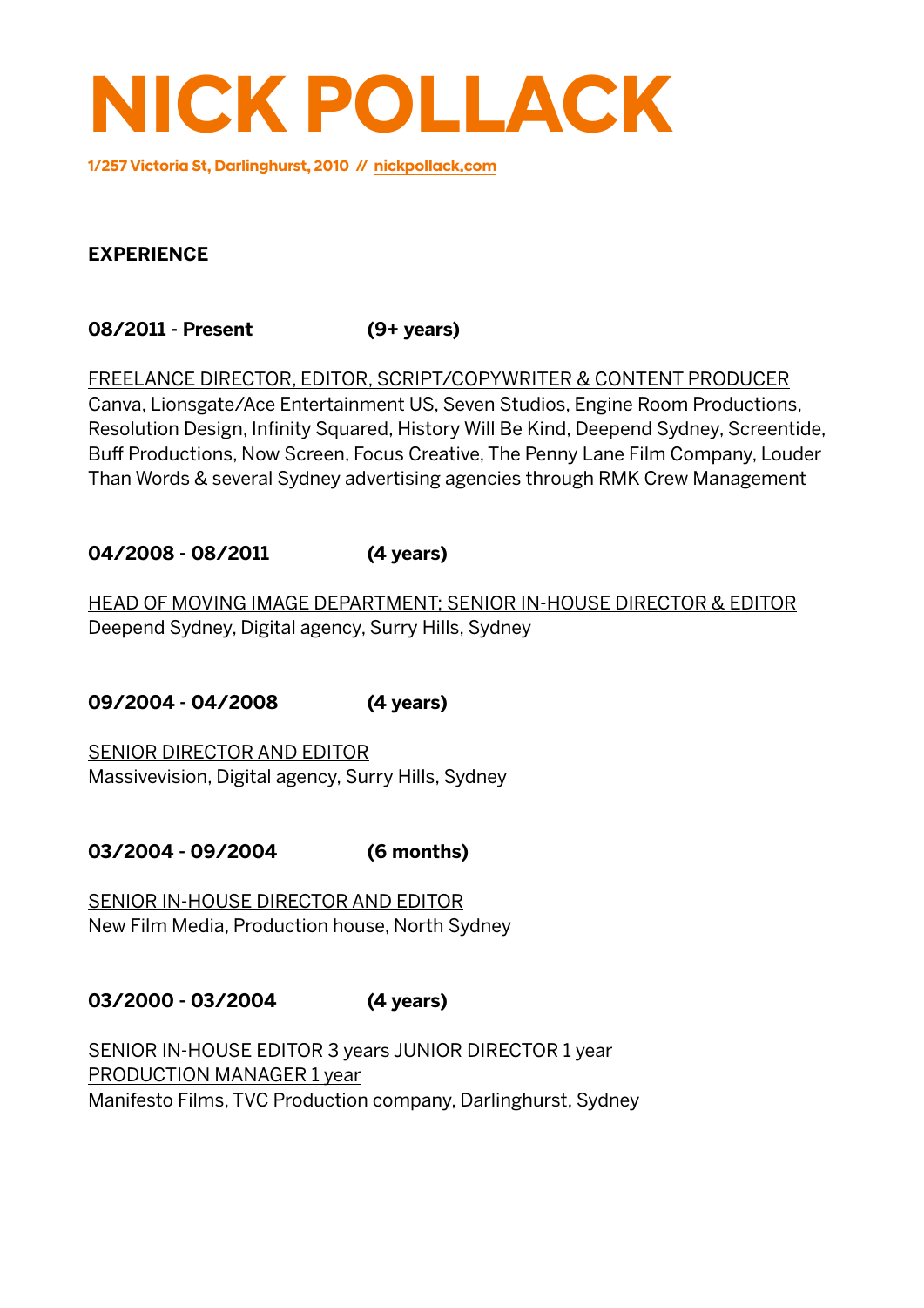# NICK POLLACK

**1/257 Victoria St, Darlinghurst, 2010 // nickpollack.com**

## EXPERIENCE

**08/2011 - Present (9+ years)**

FREELANCE DIRECTOR, EDITOR, SCRIPT/COPYWRITER & CONTENT PRODUCER
Canva, Lionsgate/Ace Entertainment US, Seven Studios, Engine Room Productions, Resolution Design, Infinity Squared, History Will Be Kind, Deepend Sydney, Screentide, Buff Productions, Now Screen, Focus Creative, The Penny Lane Film Company, Louder Than Words & several Sydney advertising agencies through RMK Crew Management

**04/2008 - 08/2011 (4 years)**

HEAD OF MOVING IMAGE DEPARTMENT; SENIOR IN-HOUSE DIRECTOR & EDITOR
Deepend Sydney, Digital agency, Surry Hills, Sydney

**09/2004 - 04/2008 (4 years)**

SENIOR DIRECTOR AND EDITOR
Massivevision, Digital agency, Surry Hills, Sydney

**03/2004 - 09/2004 (6 months)**

SENIOR IN-HOUSE DIRECTOR AND EDITOR
New Film Media, Production house, North Sydney

**03/2000 - 03/2004 (4 years)**

SENIOR IN-HOUSE EDITOR 3 years JUNIOR DIRECTOR 1 year
PRODUCTION MANAGER 1 year
Manifesto Films, TVC Production company, Darlinghurst, Sydney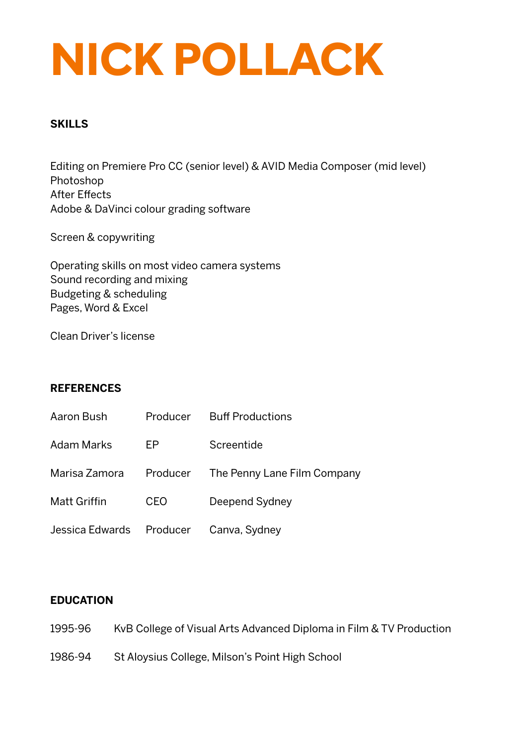# NICK POLLACK

## SKILLS

Editing on Premiere Pro CC (senior level) & AVID Media Composer (mid level)
Photoshop
After Effects
Adobe & DaVinci colour grading software

Screen & copywriting

Operating skills on most video camera systems
Sound recording and mixing
Budgeting & scheduling
Pages, Word & Excel

Clean Driver's license

## REFERENCES

| | | |
|---|---|---|
| Aaron Bush | Producer | Buff Productions |
| Adam Marks | EP | Screentide |
| Marisa Zamora | Producer | The Penny Lane Film Company |
| Matt Griffin | CEO | Deepend Sydney |
| Jessica Edwards | Producer | Canva, Sydney |

## EDUCATION

| | |
|---|---|
| 1995-96 | KvB College of Visual Arts Advanced Diploma in Film & TV Production |
| 1986-94 | St Aloysius College, Milson's Point High School |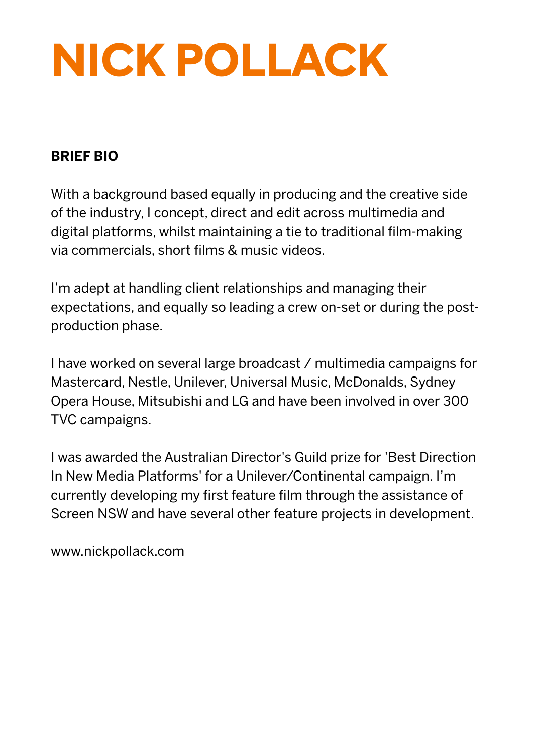# NICK POLLACK

## BRIEF BIO

With a background based equally in producing and the creative side of the industry, I concept, direct and edit across multimedia and digital platforms, whilst maintaining a tie to traditional film-making via commercials, short films & music videos.

I'm adept at handling client relationships and managing their expectations, and equally so leading a crew on-set or during the post-production phase.

I have worked on several large broadcast / multimedia campaigns for Mastercard, Nestle, Unilever, Universal Music, McDonalds, Sydney Opera House, Mitsubishi and LG and have been involved in over 300 TVC campaigns.

I was awarded the Australian Director's Guild prize for 'Best Direction In New Media Platforms' for a Unilever/Continental campaign. I'm currently developing my first feature film through the assistance of Screen NSW and have several other feature projects in development.

www.nickpollack.com